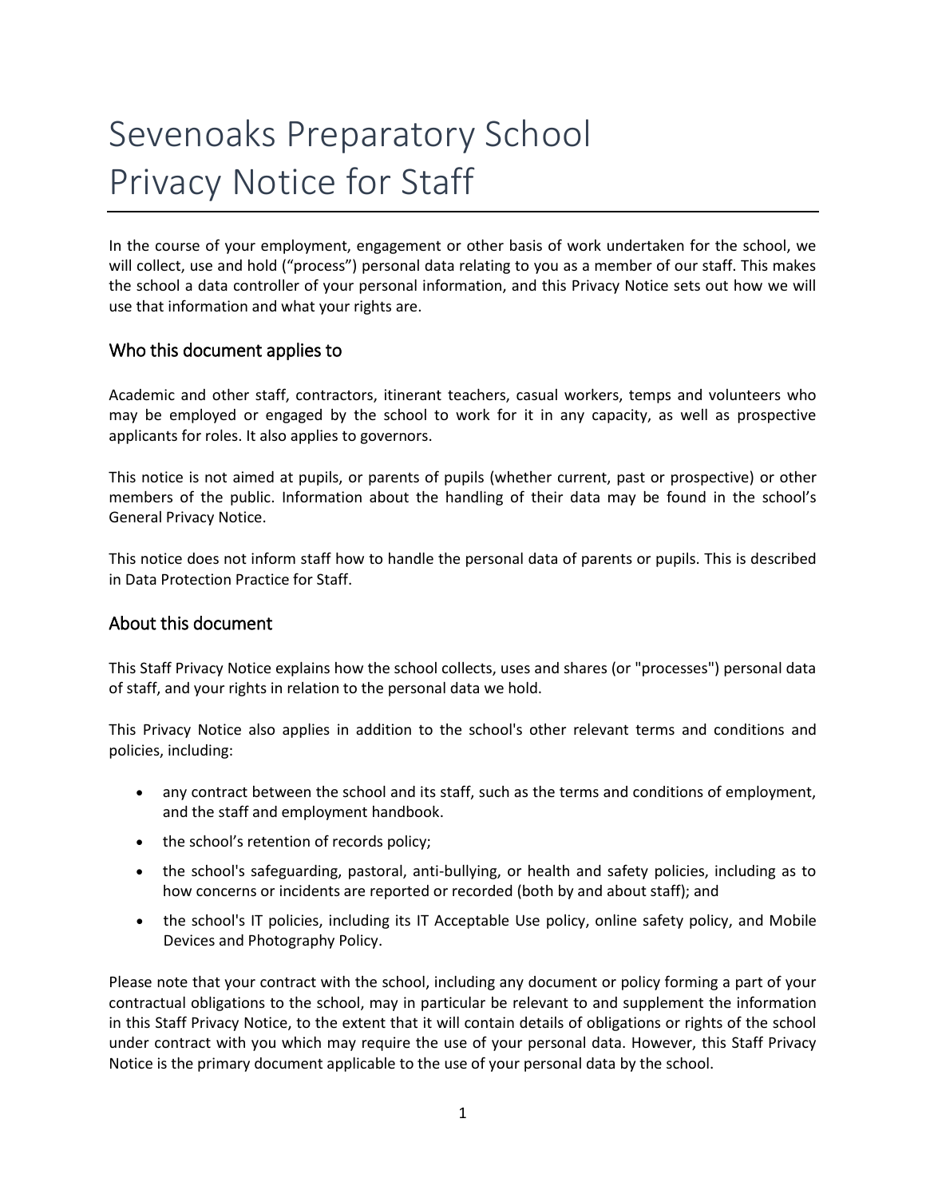# Sevenoaks Preparatory School
# Privacy Notice for Staff

In the course of your employment, engagement or other basis of work undertaken for the school, we will collect, use and hold ("process") personal data relating to you as a member of our staff. This makes the school a data controller of your personal information, and this Privacy Notice sets out how we will use that information and what your rights are.

## Who this document applies to

Academic and other staff, contractors, itinerant teachers, casual workers, temps and volunteers who may be employed or engaged by the school to work for it in any capacity, as well as prospective applicants for roles. It also applies to governors.

This notice is not aimed at pupils, or parents of pupils (whether current, past or prospective) or other members of the public. Information about the handling of their data may be found in the school's General Privacy Notice.

This notice does not inform staff how to handle the personal data of parents or pupils. This is described in Data Protection Practice for Staff.

## About this document

This Staff Privacy Notice explains how the school collects, uses and shares (or "processes") personal data of staff, and your rights in relation to the personal data we hold.

This Privacy Notice also applies in addition to the school's other relevant terms and conditions and policies, including:

- any contract between the school and its staff, such as the terms and conditions of employment, and the staff and employment handbook.
- the school's retention of records policy;
- the school's safeguarding, pastoral, anti-bullying, or health and safety policies, including as to how concerns or incidents are reported or recorded (both by and about staff); and
- the school's IT policies, including its IT Acceptable Use policy, online safety policy, and Mobile Devices and Photography Policy.

Please note that your contract with the school, including any document or policy forming a part of your contractual obligations to the school, may in particular be relevant to and supplement the information in this Staff Privacy Notice, to the extent that it will contain details of obligations or rights of the school under contract with you which may require the use of your personal data. However, this Staff Privacy Notice is the primary document applicable to the use of your personal data by the school.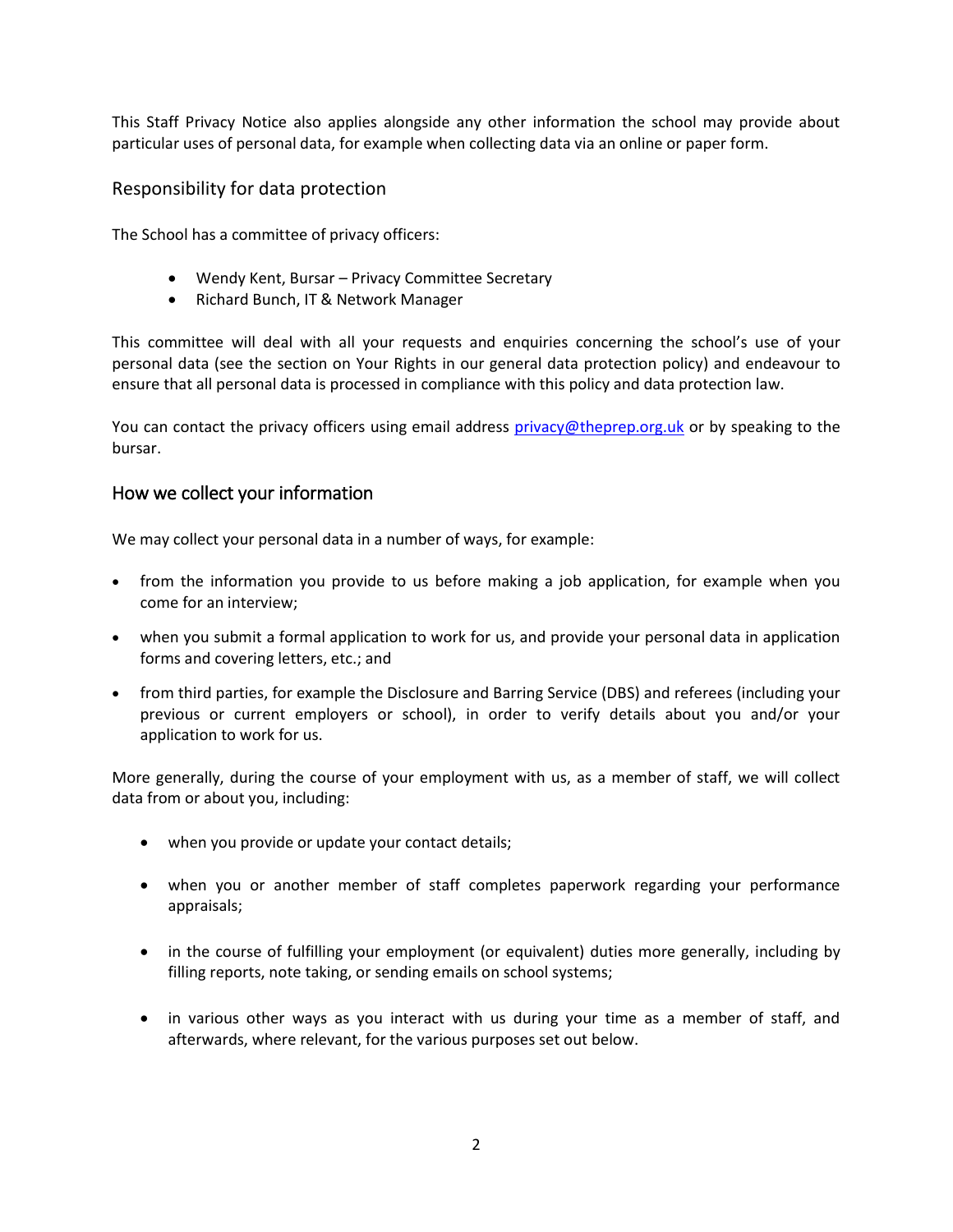This Staff Privacy Notice also applies alongside any other information the school may provide about particular uses of personal data, for example when collecting data via an online or paper form.

## Responsibility for data protection

The School has a committee of privacy officers:

- Wendy Kent, Bursar – Privacy Committee Secretary
- Richard Bunch, IT & Network Manager

This committee will deal with all your requests and enquiries concerning the school's use of your personal data (see the section on Your Rights in our general data protection policy) and endeavour to ensure that all personal data is processed in compliance with this policy and data protection law.

You can contact the privacy officers using email address privacy@theprep.org.uk or by speaking to the bursar.

## How we collect your information

We may collect your personal data in a number of ways, for example:

- from the information you provide to us before making a job application, for example when you come for an interview;
- when you submit a formal application to work for us, and provide your personal data in application forms and covering letters, etc.; and
- from third parties, for example the Disclosure and Barring Service (DBS) and referees (including your previous or current employers or school), in order to verify details about you and/or your application to work for us.

More generally, during the course of your employment with us, as a member of staff, we will collect data from or about you, including:

- when you provide or update your contact details;
- when you or another member of staff completes paperwork regarding your performance appraisals;
- in the course of fulfilling your employment (or equivalent) duties more generally, including by filling reports, note taking, or sending emails on school systems;
- in various other ways as you interact with us during your time as a member of staff, and afterwards, where relevant, for the various purposes set out below.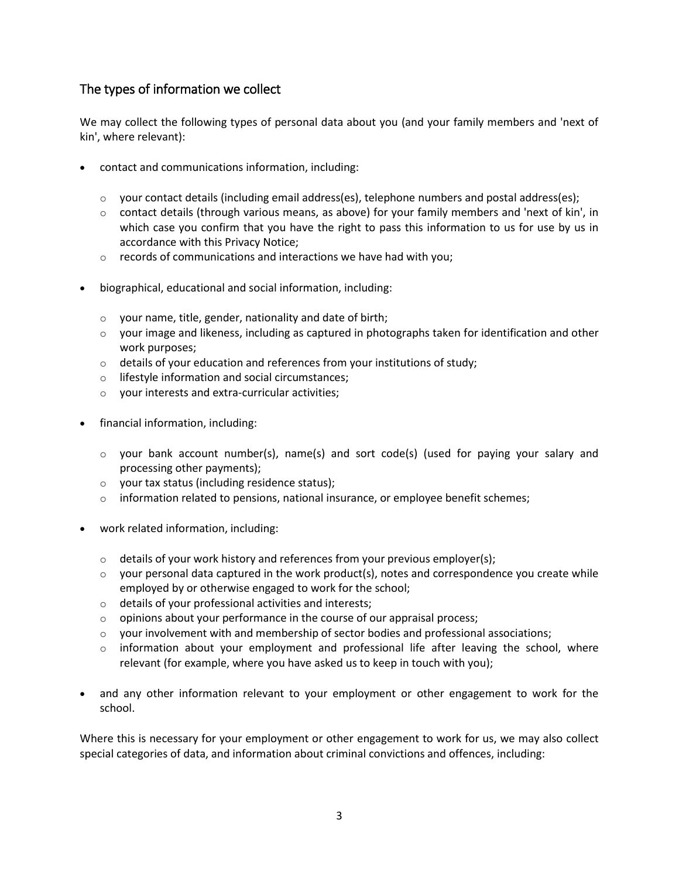## The types of information we collect

We may collect the following types of personal data about you (and your family members and 'next of kin', where relevant):

- contact and communications information, including:
  - your contact details (including email address(es), telephone numbers and postal address(es);
  - contact details (through various means, as above) for your family members and 'next of kin', in which case you confirm that you have the right to pass this information to us for use by us in accordance with this Privacy Notice;
  - records of communications and interactions we have had with you;
- biographical, educational and social information, including:
  - your name, title, gender, nationality and date of birth;
  - your image and likeness, including as captured in photographs taken for identification and other work purposes;
  - details of your education and references from your institutions of study;
  - lifestyle information and social circumstances;
  - your interests and extra-curricular activities;
- financial information, including:
  - your bank account number(s), name(s) and sort code(s) (used for paying your salary and processing other payments);
  - your tax status (including residence status);
  - information related to pensions, national insurance, or employee benefit schemes;
- work related information, including:
  - details of your work history and references from your previous employer(s);
  - your personal data captured in the work product(s), notes and correspondence you create while employed by or otherwise engaged to work for the school;
  - details of your professional activities and interests;
  - opinions about your performance in the course of our appraisal process;
  - your involvement with and membership of sector bodies and professional associations;
  - information about your employment and professional life after leaving the school, where relevant (for example, where you have asked us to keep in touch with you);
- and any other information relevant to your employment or other engagement to work for the school.

Where this is necessary for your employment or other engagement to work for us, we may also collect special categories of data, and information about criminal convictions and offences, including: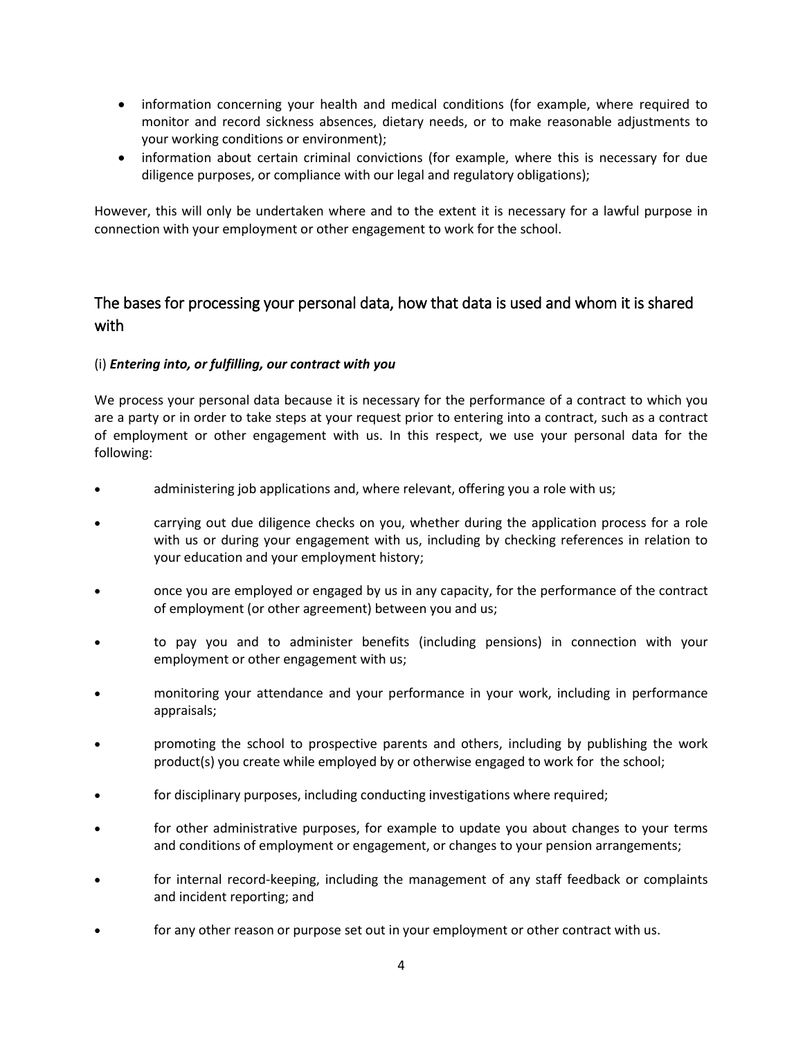- information concerning your health and medical conditions (for example, where required to monitor and record sickness absences, dietary needs, or to make reasonable adjustments to your working conditions or environment);
- information about certain criminal convictions (for example, where this is necessary for due diligence purposes, or compliance with our legal and regulatory obligations);

However, this will only be undertaken where and to the extent it is necessary for a lawful purpose in connection with your employment or other engagement to work for the school.

## The bases for processing your personal data, how that data is used and whom it is shared with

(i) ***Entering into, or fulfilling, our contract with you***

We process your personal data because it is necessary for the performance of a contract to which you are a party or in order to take steps at your request prior to entering into a contract, such as a contract of employment or other engagement with us. In this respect, we use your personal data for the following:

- administering job applications and, where relevant, offering you a role with us;
- carrying out due diligence checks on you, whether during the application process for a role with us or during your engagement with us, including by checking references in relation to your education and your employment history;
- once you are employed or engaged by us in any capacity, for the performance of the contract of employment (or other agreement) between you and us;
- to pay you and to administer benefits (including pensions) in connection with your employment or other engagement with us;
- monitoring your attendance and your performance in your work, including in performance appraisals;
- promoting the school to prospective parents and others, including by publishing the work product(s) you create while employed by or otherwise engaged to work for the school;
- for disciplinary purposes, including conducting investigations where required;
- for other administrative purposes, for example to update you about changes to your terms and conditions of employment or engagement, or changes to your pension arrangements;
- for internal record-keeping, including the management of any staff feedback or complaints and incident reporting; and
- for any other reason or purpose set out in your employment or other contract with us.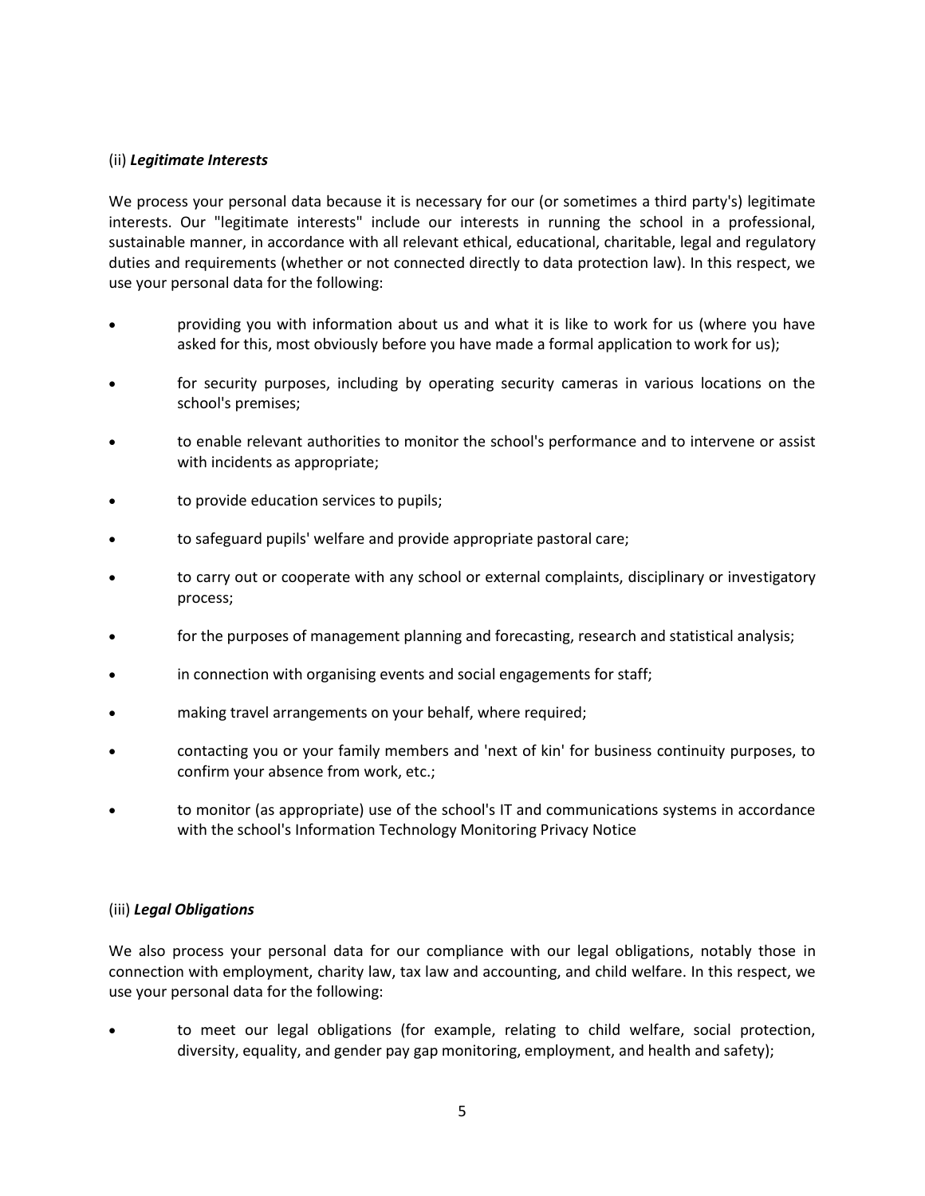(ii) ***Legitimate Interests***

We process your personal data because it is necessary for our (or sometimes a third party's) legitimate interests. Our "legitimate interests" include our interests in running the school in a professional, sustainable manner, in accordance with all relevant ethical, educational, charitable, legal and regulatory duties and requirements (whether or not connected directly to data protection law). In this respect, we use your personal data for the following:

- providing you with information about us and what it is like to work for us (where you have asked for this, most obviously before you have made a formal application to work for us);
- for security purposes, including by operating security cameras in various locations on the school's premises;
- to enable relevant authorities to monitor the school's performance and to intervene or assist with incidents as appropriate;
- to provide education services to pupils;
- to safeguard pupils' welfare and provide appropriate pastoral care;
- to carry out or cooperate with any school or external complaints, disciplinary or investigatory process;
- for the purposes of management planning and forecasting, research and statistical analysis;
- in connection with organising events and social engagements for staff;
- making travel arrangements on your behalf, where required;
- contacting you or your family members and 'next of kin' for business continuity purposes, to confirm your absence from work, etc.;
- to monitor (as appropriate) use of the school's IT and communications systems in accordance with the school's Information Technology Monitoring Privacy Notice

(iii) ***Legal Obligations***

We also process your personal data for our compliance with our legal obligations, notably those in connection with employment, charity law, tax law and accounting, and child welfare. In this respect, we use your personal data for the following:

- to meet our legal obligations (for example, relating to child welfare, social protection, diversity, equality, and gender pay gap monitoring, employment, and health and safety);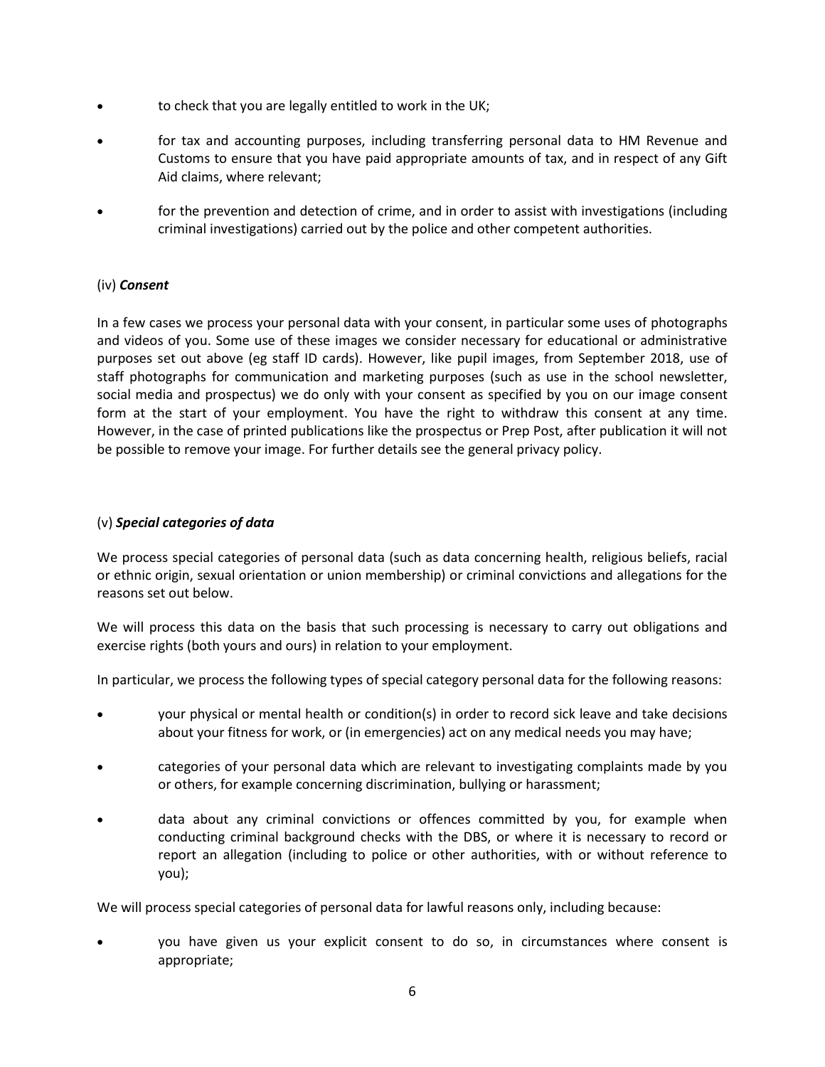- to check that you are legally entitled to work in the UK;
- for tax and accounting purposes, including transferring personal data to HM Revenue and Customs to ensure that you have paid appropriate amounts of tax, and in respect of any Gift Aid claims, where relevant;
- for the prevention and detection of crime, and in order to assist with investigations (including criminal investigations) carried out by the police and other competent authorities.

(iv) ***Consent***

In a few cases we process your personal data with your consent, in particular some uses of photographs and videos of you. Some use of these images we consider necessary for educational or administrative purposes set out above (eg staff ID cards). However, like pupil images, from September 2018, use of staff photographs for communication and marketing purposes (such as use in the school newsletter, social media and prospectus) we do only with your consent as specified by you on our image consent form at the start of your employment. You have the right to withdraw this consent at any time. However, in the case of printed publications like the prospectus or Prep Post, after publication it will not be possible to remove your image. For further details see the general privacy policy.

(v) ***Special categories of data***

We process special categories of personal data (such as data concerning health, religious beliefs, racial or ethnic origin, sexual orientation or union membership) or criminal convictions and allegations for the reasons set out below.

We will process this data on the basis that such processing is necessary to carry out obligations and exercise rights (both yours and ours) in relation to your employment.

In particular, we process the following types of special category personal data for the following reasons:

- your physical or mental health or condition(s) in order to record sick leave and take decisions about your fitness for work, or (in emergencies) act on any medical needs you may have;
- categories of your personal data which are relevant to investigating complaints made by you or others, for example concerning discrimination, bullying or harassment;
- data about any criminal convictions or offences committed by you, for example when conducting criminal background checks with the DBS, or where it is necessary to record or report an allegation (including to police or other authorities, with or without reference to you);

We will process special categories of personal data for lawful reasons only, including because:

- you have given us your explicit consent to do so, in circumstances where consent is appropriate;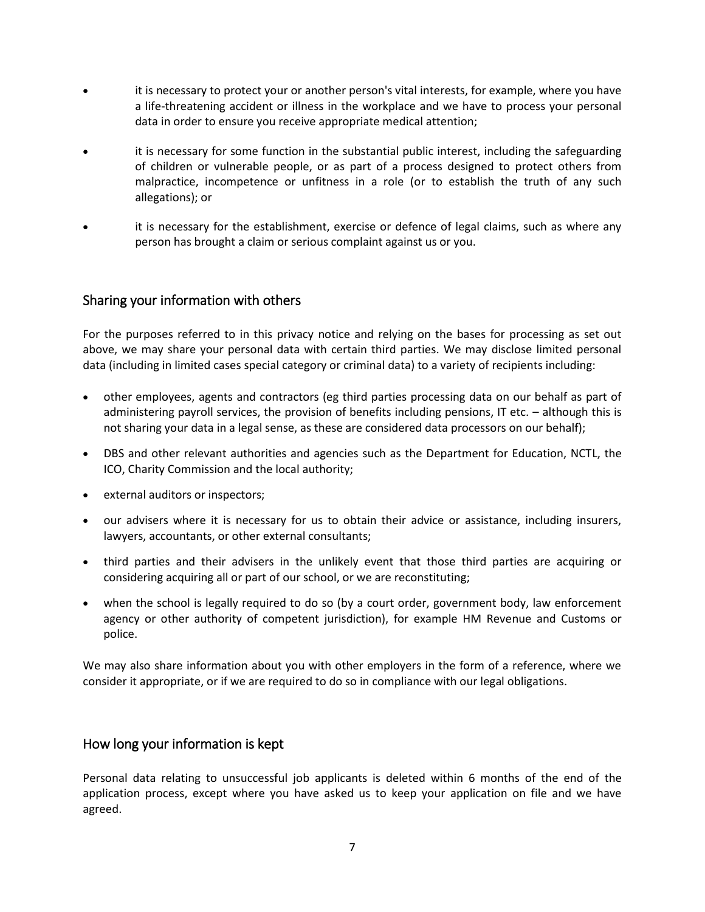- it is necessary to protect your or another person's vital interests, for example, where you have a life-threatening accident or illness in the workplace and we have to process your personal data in order to ensure you receive appropriate medical attention;
- it is necessary for some function in the substantial public interest, including the safeguarding of children or vulnerable people, or as part of a process designed to protect others from malpractice, incompetence or unfitness in a role (or to establish the truth of any such allegations); or
- it is necessary for the establishment, exercise or defence of legal claims, such as where any person has brought a claim or serious complaint against us or you.

## Sharing your information with others

For the purposes referred to in this privacy notice and relying on the bases for processing as set out above, we may share your personal data with certain third parties. We may disclose limited personal data (including in limited cases special category or criminal data) to a variety of recipients including:

- other employees, agents and contractors (eg third parties processing data on our behalf as part of administering payroll services, the provision of benefits including pensions, IT etc. – although this is not sharing your data in a legal sense, as these are considered data processors on our behalf);
- DBS and other relevant authorities and agencies such as the Department for Education, NCTL, the ICO, Charity Commission and the local authority;
- external auditors or inspectors;
- our advisers where it is necessary for us to obtain their advice or assistance, including insurers, lawyers, accountants, or other external consultants;
- third parties and their advisers in the unlikely event that those third parties are acquiring or considering acquiring all or part of our school, or we are reconstituting;
- when the school is legally required to do so (by a court order, government body, law enforcement agency or other authority of competent jurisdiction), for example HM Revenue and Customs or police.

We may also share information about you with other employers in the form of a reference, where we consider it appropriate, or if we are required to do so in compliance with our legal obligations.

## How long your information is kept

Personal data relating to unsuccessful job applicants is deleted within 6 months of the end of the application process, except where you have asked us to keep your application on file and we have agreed.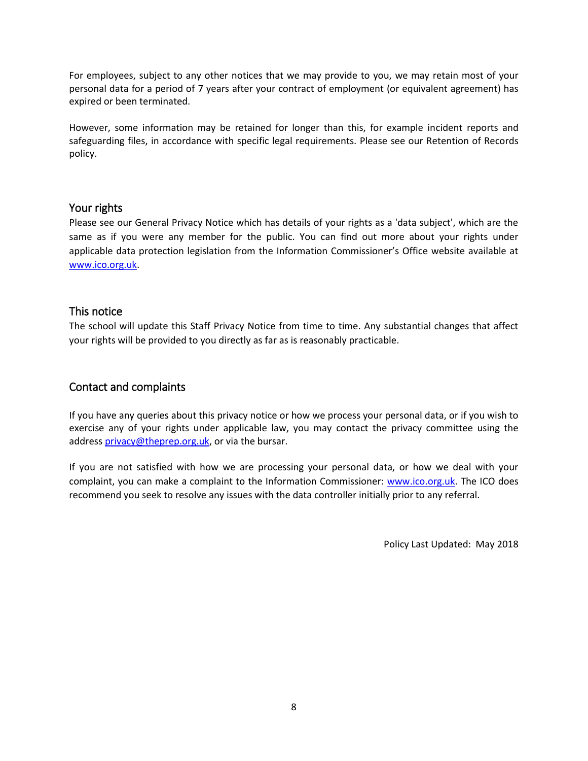For employees, subject to any other notices that we may provide to you, we may retain most of your personal data for a period of 7 years after your contract of employment (or equivalent agreement) has expired or been terminated.

However, some information may be retained for longer than this, for example incident reports and safeguarding files, in accordance with specific legal requirements. Please see our Retention of Records policy.

## Your rights

Please see our General Privacy Notice which has details of your rights as a 'data subject', which are the same as if you were any member for the public. You can find out more about your rights under applicable data protection legislation from the Information Commissioner's Office website available at www.ico.org.uk.

## This notice

The school will update this Staff Privacy Notice from time to time. Any substantial changes that affect your rights will be provided to you directly as far as is reasonably practicable.

## Contact and complaints

If you have any queries about this privacy notice or how we process your personal data, or if you wish to exercise any of your rights under applicable law, you may contact the privacy committee using the address privacy@theprep.org.uk, or via the bursar.

If you are not satisfied with how we are processing your personal data, or how we deal with your complaint, you can make a complaint to the Information Commissioner: www.ico.org.uk. The ICO does recommend you seek to resolve any issues with the data controller initially prior to any referral.

Policy Last Updated: May 2018